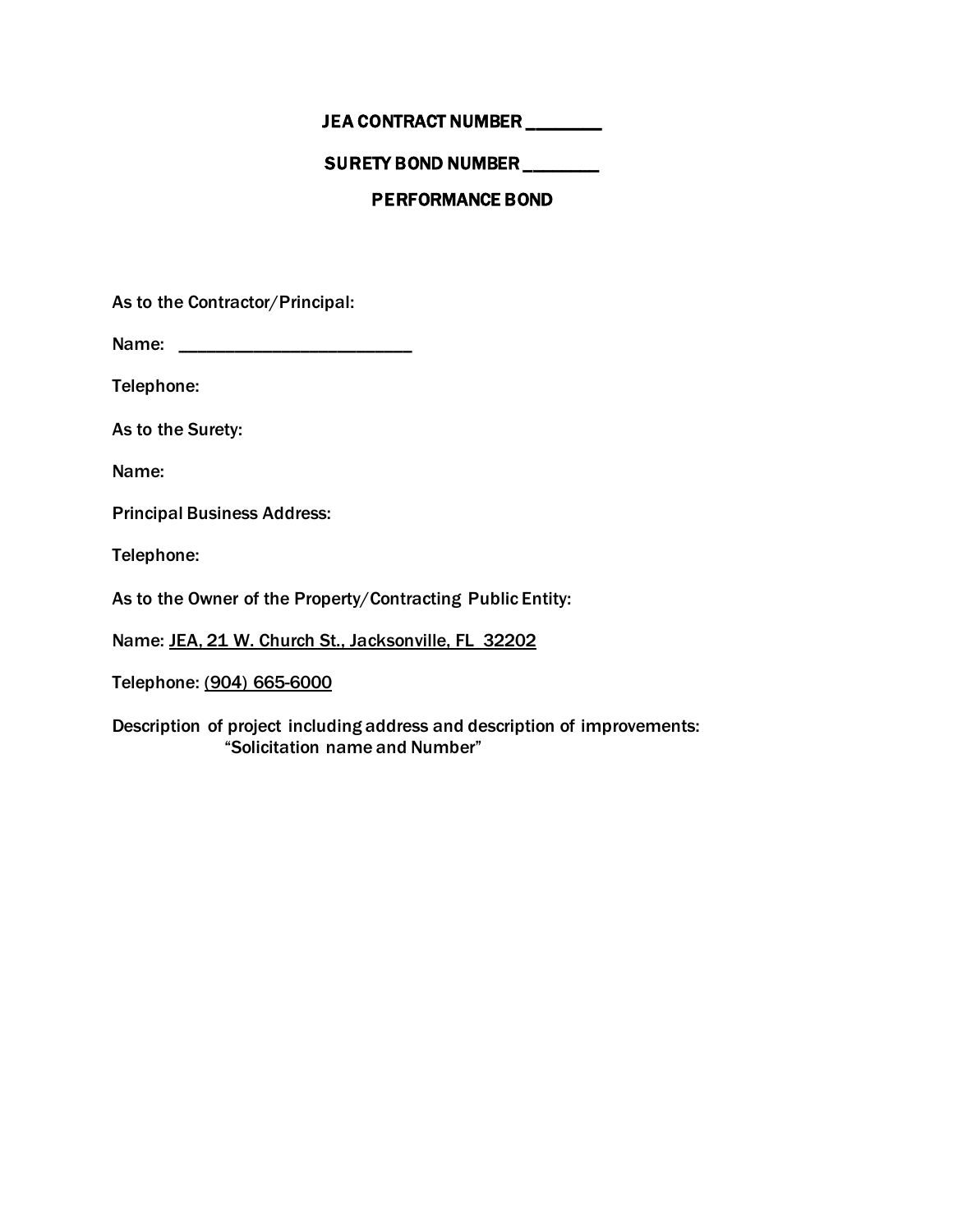**JEA CONTRACT NUMBER ________**

**SURETY BOND NUMBER ________**

**PERFORMANCE BOND**

As to the Contractor/Principal:

Name: ___________________________

Telephone:

As to the Surety:

Name:

Principal Business Address:

Telephone:

As to the Owner of the Property/Contracting Public Entity:

Name: <u>JEA, 21 W. Church St., Jacksonville, FL 32202</u>

Telephone: <u>(904) 665-6000</u>

Description of project including address and description of improvements:
"Solicitation name and Number"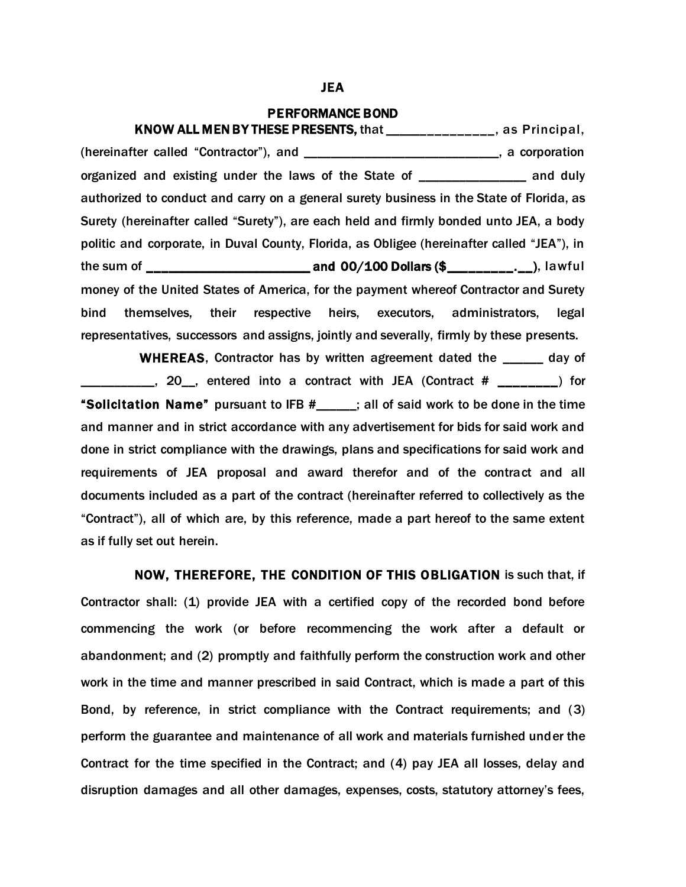# JEA

## PERFORMANCE BOND

**KNOW ALL MEN BY THESE PRESENTS,** that _______________, as Principal, (hereinafter called "Contractor"), and ______________________________, a corporation organized and existing under the laws of the State of ________________ and duly authorized to conduct and carry on a general surety business in the State of Florida, as Surety (hereinafter called "Surety"), are each held and firmly bonded unto JEA, a body politic and corporate, in Duval County, Florida, as Obligee (hereinafter called "JEA"), in the sum of **________________________ and 00/100 Dollars ($_________.__)**, lawful money of the United States of America, for the payment whereof Contractor and Surety bind themselves, their respective heirs, executors, administrators, legal representatives, successors and assigns, jointly and severally, firmly by these presents.

**WHEREAS**, Contractor has by written agreement dated the ______ day of ___________, 20__, entered into a contract with JEA (Contract # **_________**) for **"Solicitation Name"** pursuant to IFB #______; all of said work to be done in the time and manner and in strict accordance with any advertisement for bids for said work and done in strict compliance with the drawings, plans and specifications for said work and requirements of JEA proposal and award therefor and of the contract and all documents included as a part of the contract (hereinafter referred to collectively as the "Contract"), all of which are, by this reference, made a part hereof to the same extent as if fully set out herein.

**NOW, THEREFORE, THE CONDITION OF THIS OBLIGATION** is such that, if Contractor shall: (1) provide JEA with a certified copy of the recorded bond before commencing the work (or before recommencing the work after a default or abandonment; and (2) promptly and faithfully perform the construction work and other work in the time and manner prescribed in said Contract, which is made a part of this Bond, by reference, in strict compliance with the Contract requirements; and (3) perform the guarantee and maintenance of all work and materials furnished under the Contract for the time specified in the Contract; and (4) pay JEA all losses, delay and disruption damages and all other damages, expenses, costs, statutory attorney's fees,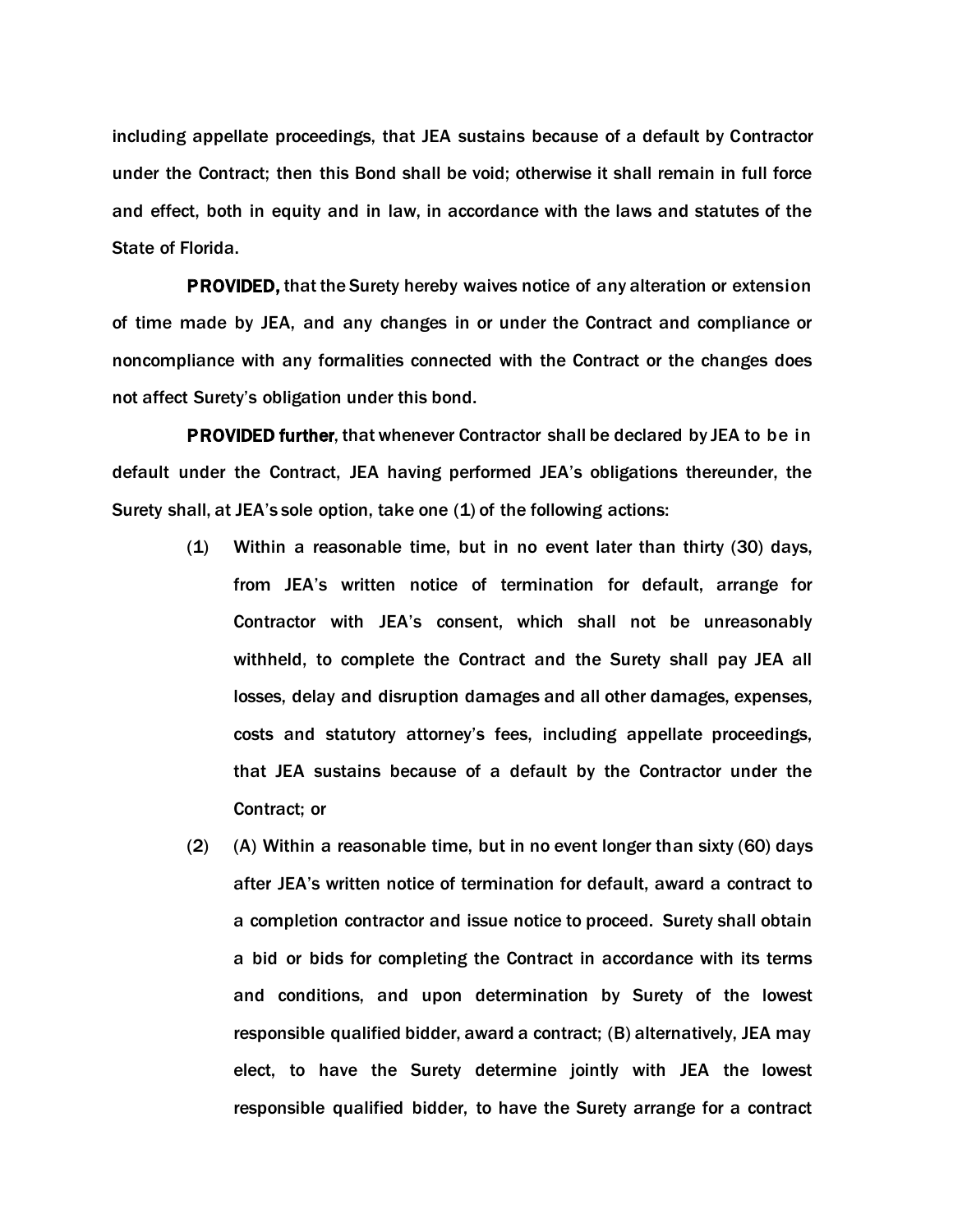including appellate proceedings, that JEA sustains because of a default by Contractor under the Contract; then this Bond shall be void; otherwise it shall remain in full force and effect, both in equity and in law, in accordance with the laws and statutes of the State of Florida.

**PROVIDED,** that the Surety hereby waives notice of any alteration or extension of time made by JEA, and any changes in or under the Contract and compliance or noncompliance with any formalities connected with the Contract or the changes does not affect Surety's obligation under this bond.

**PROVIDED further**, that whenever Contractor shall be declared by JEA to be in default under the Contract, JEA having performed JEA's obligations thereunder, the Surety shall, at JEA's sole option, take one (1) of the following actions:

(1) Within a reasonable time, but in no event later than thirty (30) days, from JEA's written notice of termination for default, arrange for Contractor with JEA's consent, which shall not be unreasonably withheld, to complete the Contract and the Surety shall pay JEA all losses, delay and disruption damages and all other damages, expenses, costs and statutory attorney's fees, including appellate proceedings, that JEA sustains because of a default by the Contractor under the Contract; or

(2) (A) Within a reasonable time, but in no event longer than sixty (60) days after JEA's written notice of termination for default, award a contract to a completion contractor and issue notice to proceed. Surety shall obtain a bid or bids for completing the Contract in accordance with its terms and conditions, and upon determination by Surety of the lowest responsible qualified bidder, award a contract; (B) alternatively, JEA may elect, to have the Surety determine jointly with JEA the lowest responsible qualified bidder, to have the Surety arrange for a contract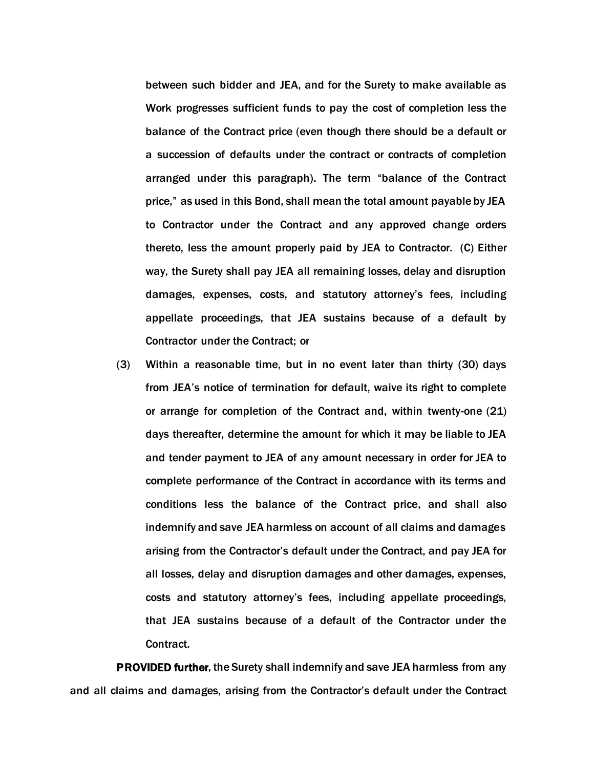between such bidder and JEA, and for the Surety to make available as Work progresses sufficient funds to pay the cost of completion less the balance of the Contract price (even though there should be a default or a succession of defaults under the contract or contracts of completion arranged under this paragraph). The term "balance of the Contract price," as used in this Bond, shall mean the total amount payable by JEA to Contractor under the Contract and any approved change orders thereto, less the amount properly paid by JEA to Contractor. (C) Either way, the Surety shall pay JEA all remaining losses, delay and disruption damages, expenses, costs, and statutory attorney's fees, including appellate proceedings, that JEA sustains because of a default by Contractor under the Contract; or

(3) Within a reasonable time, but in no event later than thirty (30) days from JEA's notice of termination for default, waive its right to complete or arrange for completion of the Contract and, within twenty-one (21) days thereafter, determine the amount for which it may be liable to JEA and tender payment to JEA of any amount necessary in order for JEA to complete performance of the Contract in accordance with its terms and conditions less the balance of the Contract price, and shall also indemnify and save JEA harmless on account of all claims and damages arising from the Contractor's default under the Contract, and pay JEA for all losses, delay and disruption damages and other damages, expenses, costs and statutory attorney's fees, including appellate proceedings, that JEA sustains because of a default of the Contractor under the Contract.

**PROVIDED further**, the Surety shall indemnify and save JEA harmless from any and all claims and damages, arising from the Contractor's default under the Contract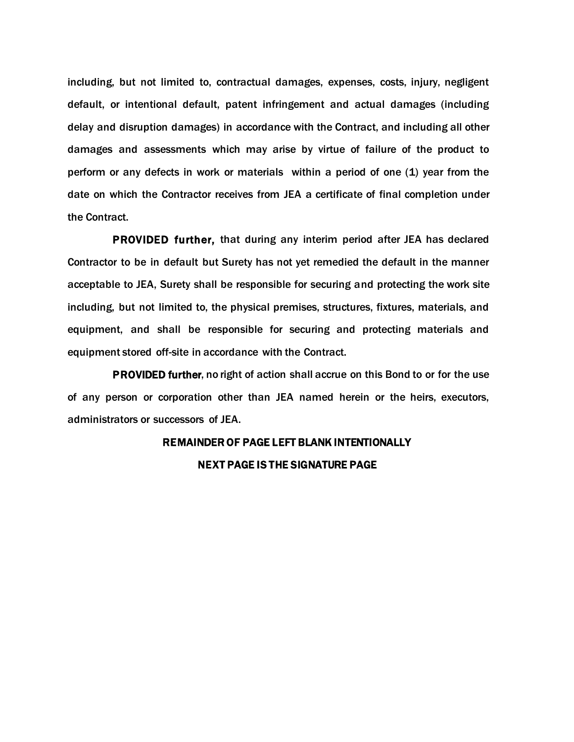including, but not limited to, contractual damages, expenses, costs, injury, negligent default, or intentional default, patent infringement and actual damages (including delay and disruption damages) in accordance with the Contract, and including all other damages and assessments which may arise by virtue of failure of the product to perform or any defects in work or materials within a period of one (1) year from the date on which the Contractor receives from JEA a certificate of final completion under the Contract.

**PROVIDED further,** that during any interim period after JEA has declared Contractor to be in default but Surety has not yet remedied the default in the manner acceptable to JEA, Surety shall be responsible for securing and protecting the work site including, but not limited to, the physical premises, structures, fixtures, materials, and equipment, and shall be responsible for securing and protecting materials and equipment stored off-site in accordance with the Contract.

**PROVIDED further**, no right of action shall accrue on this Bond to or for the use of any person or corporation other than JEA named herein or the heirs, executors, administrators or successors of JEA.

**REMAINDER OF PAGE LEFT BLANK INTENTIONALLY**

**NEXT PAGE IS THE SIGNATURE PAGE**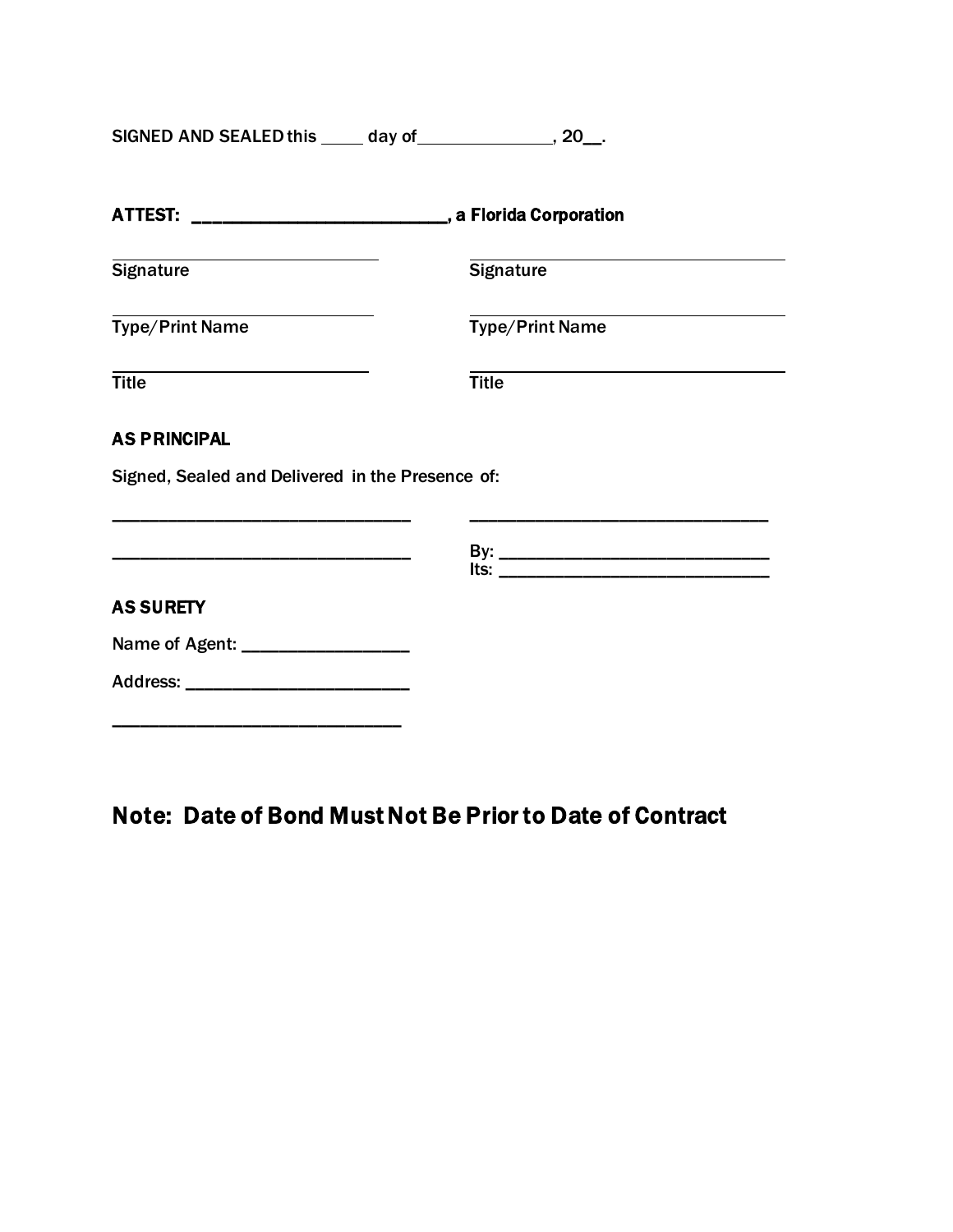SIGNED AND SEALED this _____ day of_______________, 20__.

**ATTEST: ___________________________, a Florida Corporation**

| | |
|---|---|
| ______________________________ | ______________________________ |
| Signature | Signature |
| ______________________________ | ______________________________ |
| Type/Print Name | Type/Print Name |
| ______________________________ | ______________________________ |
| Title | Title |

**AS PRINCIPAL**

Signed, Sealed and Delivered in the Presence of:

| | |
|---|---|
| ______________________________ | ______________________________ |
| ______________________________ | By: ___________________________ |
| | Its: ___________________________ |

**AS SURETY**

Name of Agent: _________________

Address: ________________________

______________________________

## Note: Date of Bond Must Not Be Prior to Date of Contract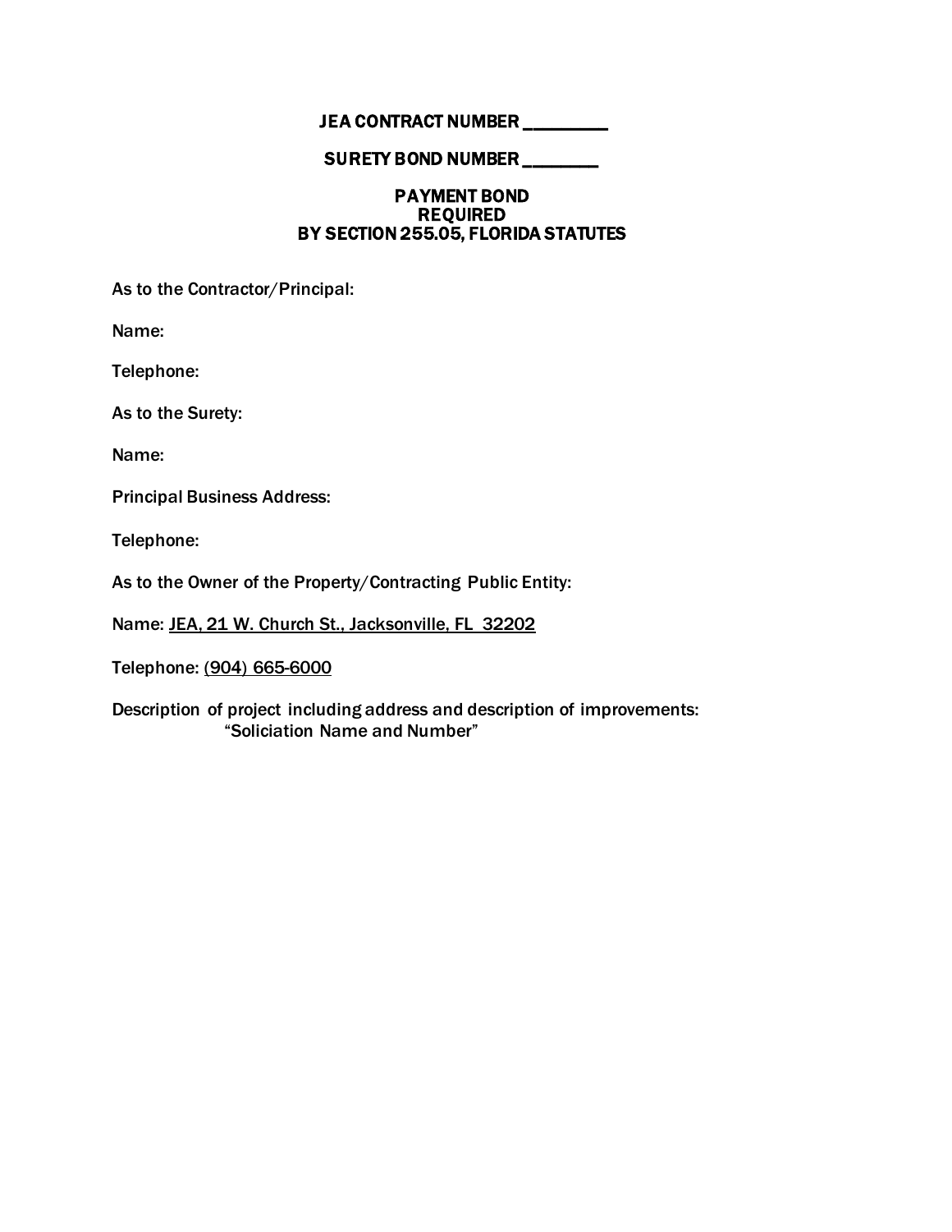**JEA CONTRACT NUMBER _________**

**SURETY BOND NUMBER ________**

**PAYMENT BOND**
**REQUIRED**
**BY SECTION 255.05, FLORIDA STATUTES**

As to the Contractor/Principal:

Name:

Telephone:

As to the Surety:

Name:

Principal Business Address:

Telephone:

As to the Owner of the Property/Contracting Public Entity:

Name: <u>JEA, 21 W. Church St., Jacksonville, FL 32202</u>

Telephone: <u>(904) 665-6000</u>

Description of project including address and description of improvements:
"Soliciation Name and Number"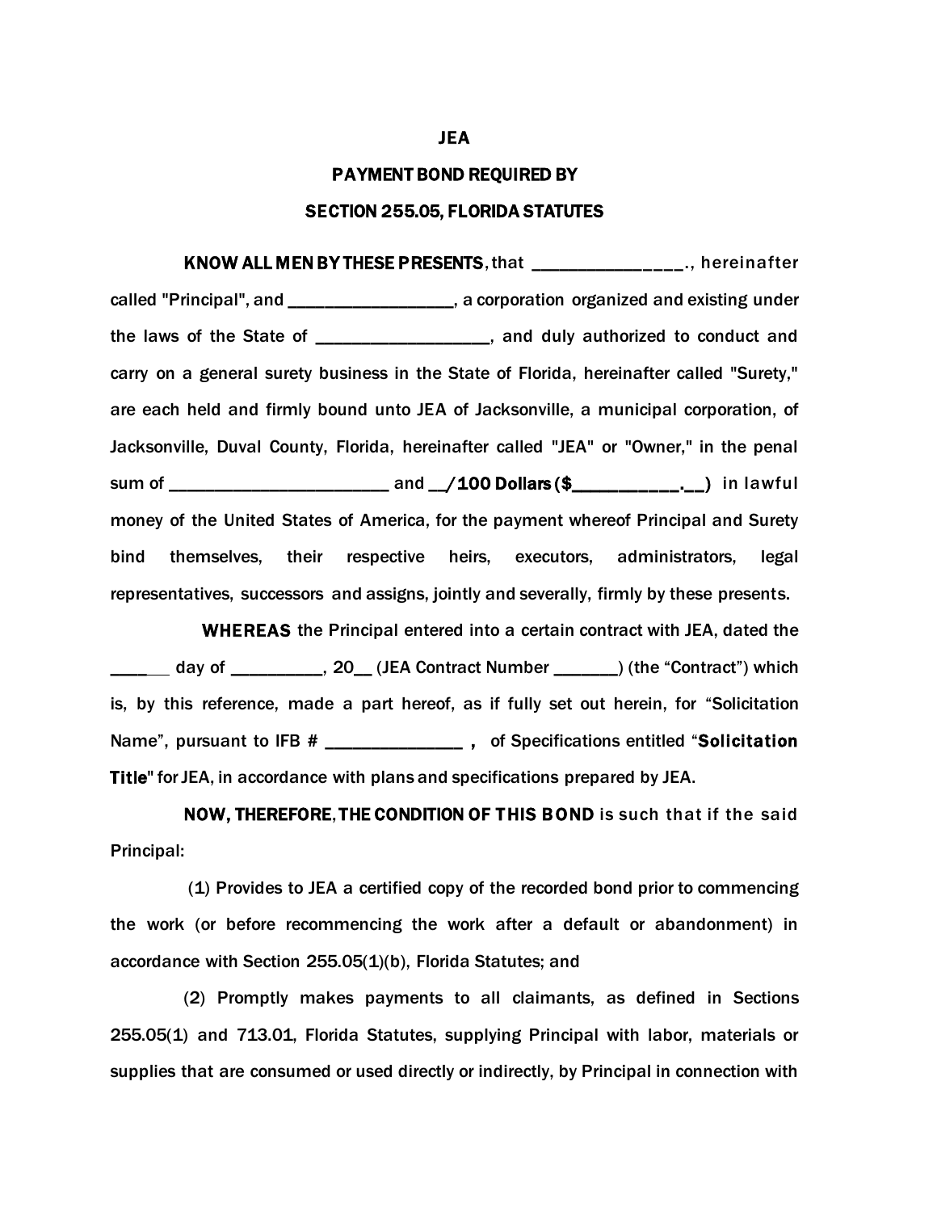# JEA

## PAYMENT BOND REQUIRED BY

## SECTION 255.05, FLORIDA STATUTES

**KNOW ALL MEN BY THESE PRESENTS**, that _______________., hereinafter called "Principal", and _________________, a corporation organized and existing under the laws of the State of _________________, and duly authorized to conduct and carry on a general surety business in the State of Florida, hereinafter called "Surety," are each held and firmly bound unto JEA of Jacksonville, a municipal corporation, of Jacksonville, Duval County, Florida, hereinafter called "JEA" or "Owner," in the penal sum of _______________________ and __/**100 Dollars ($__________.__)** in lawful money of the United States of America, for the payment whereof Principal and Surety bind themselves, their respective heirs, executors, administrators, legal representatives, successors and assigns, jointly and severally, firmly by these presents.

**WHEREAS** the Principal entered into a certain contract with JEA, dated the ______ day of _________, 20__ (JEA Contract Number _______) (the "Contract") which is, by this reference, made a part hereof, as if fully set out herein, for "Solicitation Name", pursuant to IFB # ______________ , of Specifications entitled "**Solicitation Title**" for JEA, in accordance with plans and specifications prepared by JEA.

**NOW, THEREFORE, THE CONDITION OF THIS BOND** is such that if the said Principal:

(1) Provides to JEA a certified copy of the recorded bond prior to commencing the work (or before recommencing the work after a default or abandonment) in accordance with Section 255.05(1)(b), Florida Statutes; and

(2) Promptly makes payments to all claimants, as defined in Sections 255.05(1) and 713.01, Florida Statutes, supplying Principal with labor, materials or supplies that are consumed or used directly or indirectly, by Principal in connection with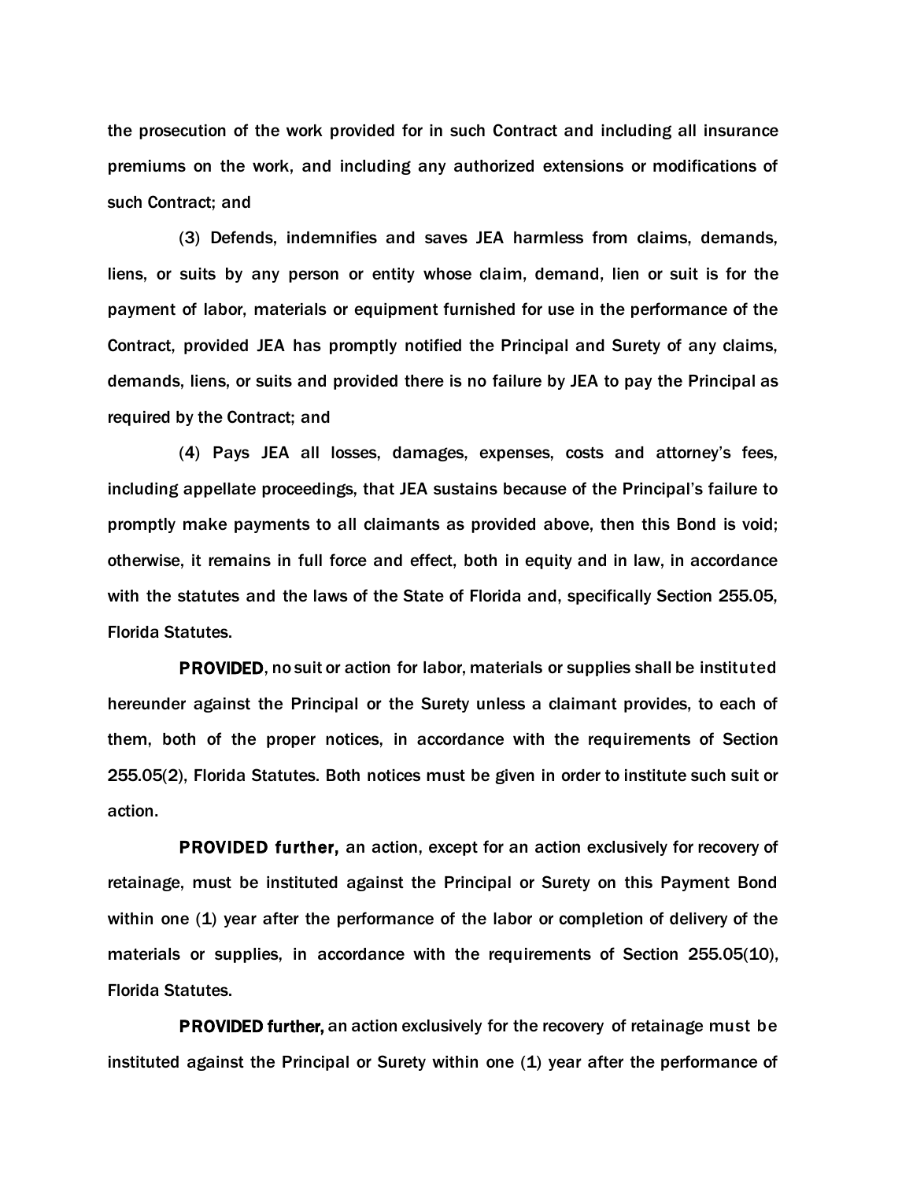the prosecution of the work provided for in such Contract and including all insurance premiums on the work, and including any authorized extensions or modifications of such Contract; and

(3) Defends, indemnifies and saves JEA harmless from claims, demands, liens, or suits by any person or entity whose claim, demand, lien or suit is for the payment of labor, materials or equipment furnished for use in the performance of the Contract, provided JEA has promptly notified the Principal and Surety of any claims, demands, liens, or suits and provided there is no failure by JEA to pay the Principal as required by the Contract; and

(4) Pays JEA all losses, damages, expenses, costs and attorney's fees, including appellate proceedings, that JEA sustains because of the Principal's failure to promptly make payments to all claimants as provided above, then this Bond is void; otherwise, it remains in full force and effect, both in equity and in law, in accordance with the statutes and the laws of the State of Florida and, specifically Section 255.05, Florida Statutes.

**PROVIDED**, no suit or action for labor, materials or supplies shall be instituted hereunder against the Principal or the Surety unless a claimant provides, to each of them, both of the proper notices, in accordance with the requirements of Section 255.05(2), Florida Statutes. Both notices must be given in order to institute such suit or action.

**PROVIDED further,** an action, except for an action exclusively for recovery of retainage, must be instituted against the Principal or Surety on this Payment Bond within one (1) year after the performance of the labor or completion of delivery of the materials or supplies, in accordance with the requirements of Section 255.05(10), Florida Statutes.

**PROVIDED further,** an action exclusively for the recovery of retainage must be instituted against the Principal or Surety within one (1) year after the performance of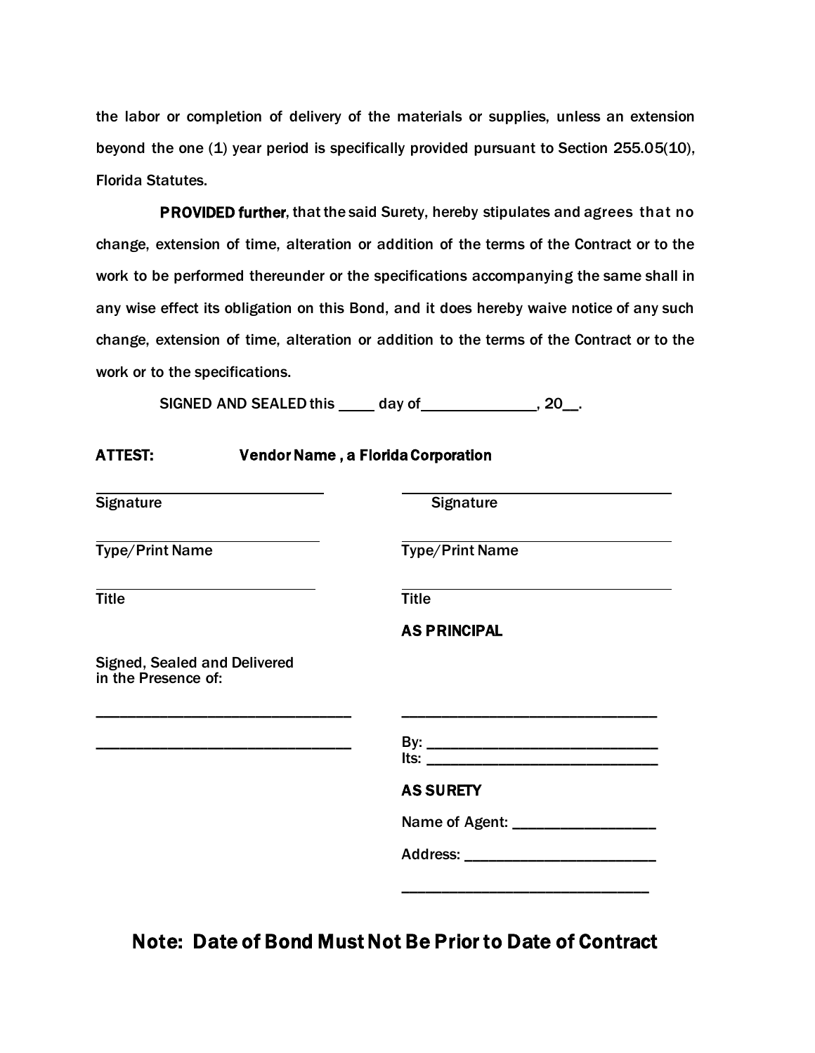the labor or completion of delivery of the materials or supplies, unless an extension beyond the one (1) year period is specifically provided pursuant to Section 255.05(10), Florida Statutes.

**PROVIDED further**, that the said Surety, hereby stipulates and agrees that no change, extension of time, alteration or addition of the terms of the Contract or to the work to be performed thereunder or the specifications accompanying the same shall in any wise effect its obligation on this Bond, and it does hereby waive notice of any such change, extension of time, alteration or addition to the terms of the Contract or to the work or to the specifications.

SIGNED AND SEALED this _____ day of_______________, 20__.

**ATTEST:** **Vendor Name , a Florida Corporation**

| | |
|---|---|
| ______________________________ | ______________________________ |
| Signature | Signature |
| ______________________________ | ______________________________ |
| Type/Print Name | Type/Print Name |
| ______________________________ | ______________________________ |
| Title | Title |
| | **AS PRINCIPAL** |
| Signed, Sealed and Delivered in the Presence of: | |
| ______________________________ | ______________________________ |
| ______________________________ | By: ______________________________ |
| | Its: ______________________________ |
| | **AS SURETY** |
| | Name of Agent: ___________________ |
| | Address: _________________________ |
| | ______________________________ |

## Note: Date of Bond Must Not Be Prior to Date of Contract